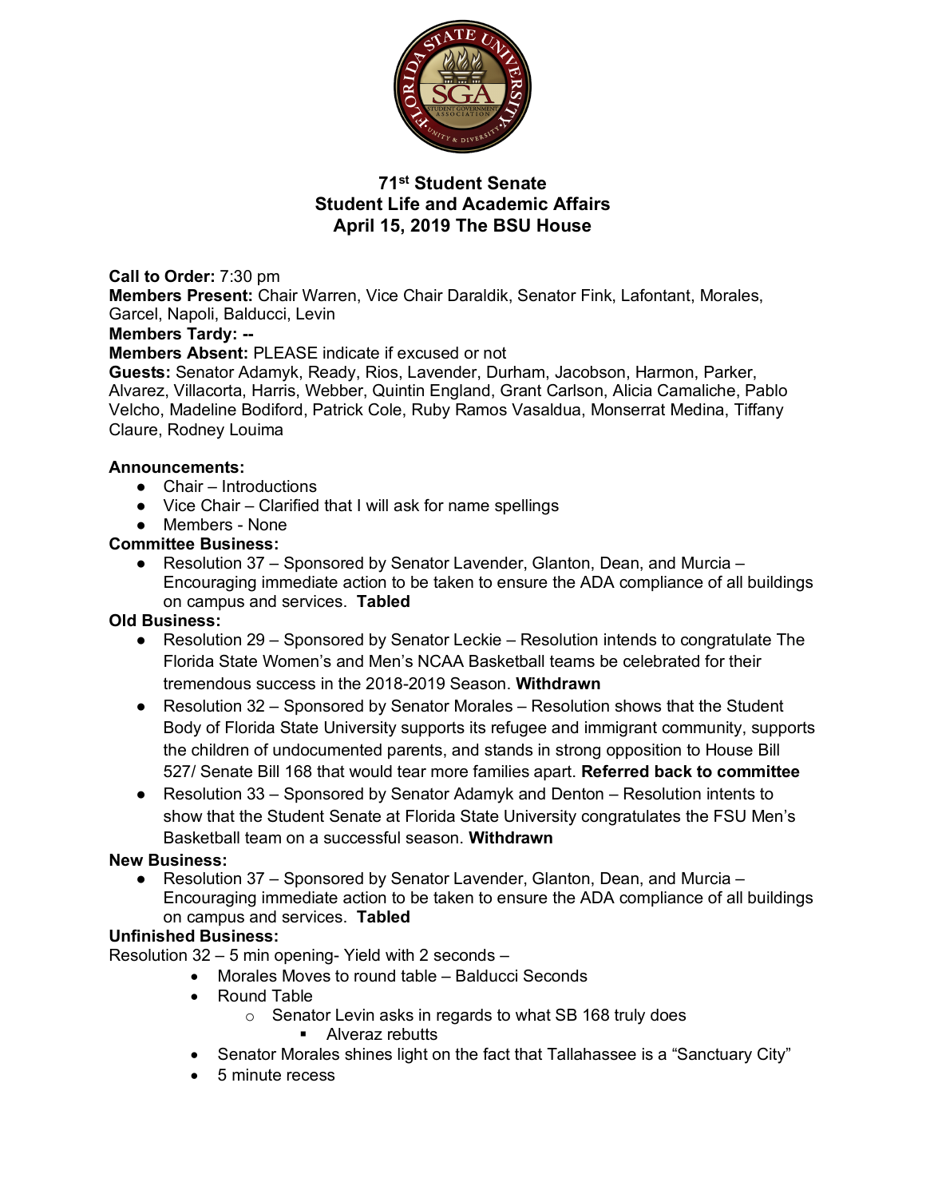**71st Student Senate**
**Student Life and Academic Affairs**
**April 15, 2019 The BSU House**

**Call to Order:** 7:30 pm
**Members Present:** Chair Warren, Vice Chair Daraldik, Senator Fink, Lafontant, Morales, Garcel, Napoli, Balducci, Levin
**Members Tardy:** --
**Members Absent:** PLEASE indicate if excused or not
**Guests:** Senator Adamyk, Ready, Rios, Lavender, Durham, Jacobson, Harmon, Parker, Alvarez, Villacorta, Harris, Webber, Quintin England, Grant Carlson, Alicia Camaliche, Pablo Velcho, Madeline Bodiford, Patrick Cole, Ruby Ramos Vasaldua, Monserrat Medina, Tiffany Claure, Rodney Louima

**Announcements:**

- Chair – Introductions
- Vice Chair – Clarified that I will ask for name spellings
- Members - None

**Committee Business:**

- Resolution 37 – Sponsored by Senator Lavender, Glanton, Dean, and Murcia – Encouraging immediate action to be taken to ensure the ADA compliance of all buildings on campus and services. **Tabled**

**Old Business:**

- Resolution 29 – Sponsored by Senator Leckie – Resolution intends to congratulate The Florida State Women's and Men's NCAA Basketball teams be celebrated for their tremendous success in the 2018-2019 Season. **Withdrawn**
- Resolution 32 – Sponsored by Senator Morales – Resolution shows that the Student Body of Florida State University supports its refugee and immigrant community, supports the children of undocumented parents, and stands in strong opposition to House Bill 527/ Senate Bill 168 that would tear more families apart. **Referred back to committee**
- Resolution 33 – Sponsored by Senator Adamyk and Denton – Resolution intents to show that the Student Senate at Florida State University congratulates the FSU Men's Basketball team on a successful season. **Withdrawn**

**New Business:**

- Resolution 37 – Sponsored by Senator Lavender, Glanton, Dean, and Murcia – Encouraging immediate action to be taken to ensure the ADA compliance of all buildings on campus and services. **Tabled**

**Unfinished Business:**

Resolution 32 – 5 min opening- Yield with 2 seconds –

- Morales Moves to round table – Balducci Seconds
- Round Table
  - Senator Levin asks in regards to what SB 168 truly does
    - Alveraz rebutts
- Senator Morales shines light on the fact that Tallahassee is a "Sanctuary City"
- 5 minute recess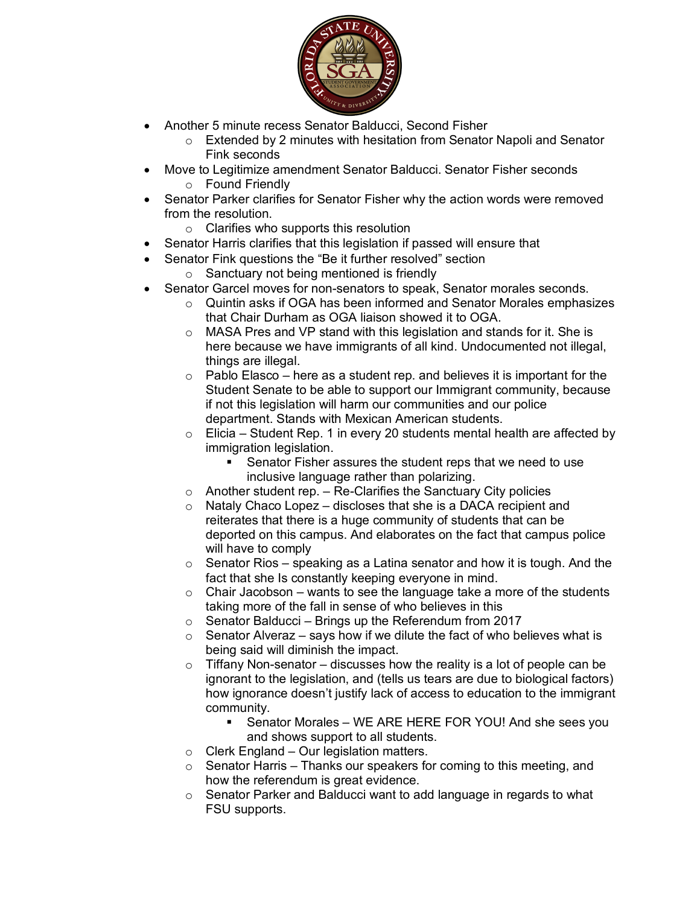- Another 5 minute recess Senator Balducci, Second Fisher
  - Extended by 2 minutes with hesitation from Senator Napoli and Senator Fink seconds
- Move to Legitimize amendment Senator Balducci. Senator Fisher seconds
  - Found Friendly
- Senator Parker clarifies for Senator Fisher why the action words were removed from the resolution.
  - Clarifies who supports this resolution
- Senator Harris clarifies that this legislation if passed will ensure that
- Senator Fink questions the "Be it further resolved" section
  - Sanctuary not being mentioned is friendly
- Senator Garcel moves for non-senators to speak, Senator morales seconds.
  - Quintin asks if OGA has been informed and Senator Morales emphasizes that Chair Durham as OGA liaison showed it to OGA.
  - MASA Pres and VP stand with this legislation and stands for it. She is here because we have immigrants of all kind. Undocumented not illegal, things are illegal.
  - Pablo Elasco – here as a student rep. and believes it is important for the Student Senate to be able to support our Immigrant community, because if not this legislation will harm our communities and our police department. Stands with Mexican American students.
  - Elicia – Student Rep. 1 in every 20 students mental health are affected by immigration legislation.
    - Senator Fisher assures the student reps that we need to use inclusive language rather than polarizing.
  - Another student rep. – Re-Clarifies the Sanctuary City policies
  - Nataly Chaco Lopez – discloses that she is a DACA recipient and reiterates that there is a huge community of students that can be deported on this campus. And elaborates on the fact that campus police will have to comply
  - Senator Rios – speaking as a Latina senator and how it is tough. And the fact that she Is constantly keeping everyone in mind.
  - Chair Jacobson – wants to see the language take a more of the students taking more of the fall in sense of who believes in this
  - Senator Balducci – Brings up the Referendum from 2017
  - Senator Alveraz – says how if we dilute the fact of who believes what is being said will diminish the impact.
  - Tiffany Non-senator – discusses how the reality is a lot of people can be ignorant to the legislation, and (tells us tears are due to biological factors) how ignorance doesn't justify lack of access to education to the immigrant community.
    - Senator Morales – WE ARE HERE FOR YOU! And she sees you and shows support to all students.
  - Clerk England – Our legislation matters.
  - Senator Harris – Thanks our speakers for coming to this meeting, and how the referendum is great evidence.
  - Senator Parker and Balducci want to add language in regards to what FSU supports.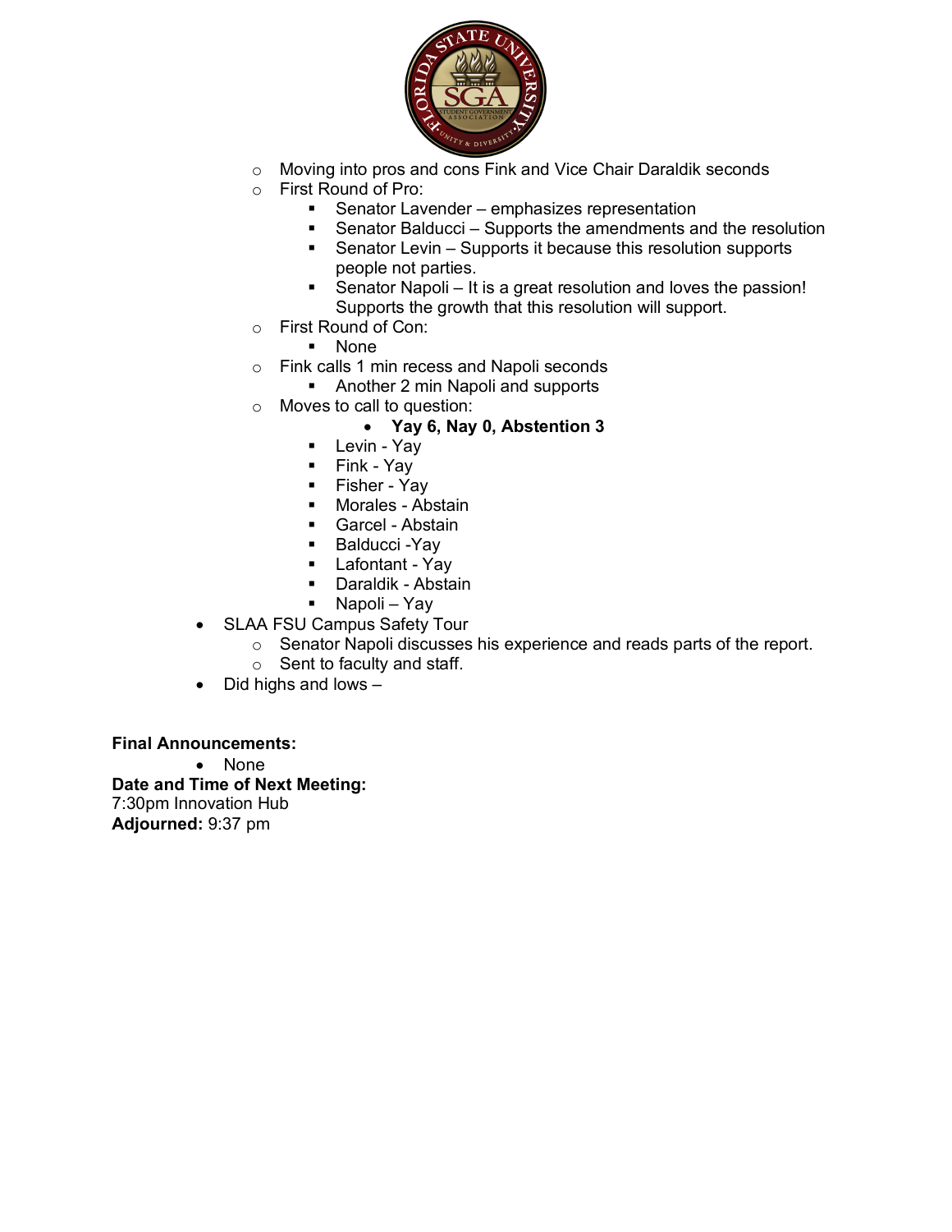- Moving into pros and cons Fink and Vice Chair Daraldik seconds
- First Round of Pro:
  - Senator Lavender – emphasizes representation
  - Senator Balducci – Supports the amendments and the resolution
  - Senator Levin – Supports it because this resolution supports people not parties.
  - Senator Napoli – It is a great resolution and loves the passion! Supports the growth that this resolution will support.
- First Round of Con:
  - None
- Fink calls 1 min recess and Napoli seconds
  - Another 2 min Napoli and supports
- Moves to call to question:
  - **Yay 6, Nay 0, Abstention 3**
  - Levin - Yay
  - Fink - Yay
  - Fisher - Yay
  - Morales - Abstain
  - Garcel - Abstain
  - Balducci -Yay
  - Lafontant - Yay
  - Daraldik - Abstain
  - Napoli – Yay

- SLAA FSU Campus Safety Tour
  - Senator Napoli discusses his experience and reads parts of the report.
  - Sent to faculty and staff.
- Did highs and lows –

**Final Announcements:**

- None

**Date and Time of Next Meeting:**
7:30pm Innovation Hub
**Adjourned:** 9:37 pm